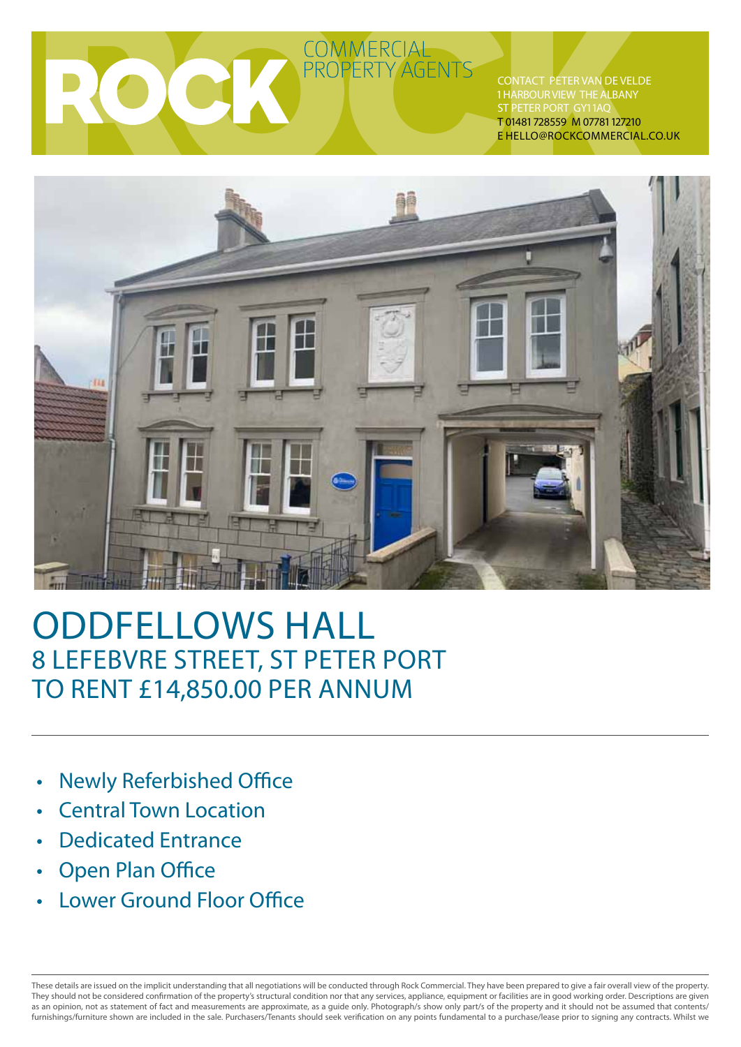ROCK COMMERCIAL PROPERTY AGENTS

CONTACT PETER VAN DE VELDE
1 HARBOUR VIEW THE ALBANY
ST PETER PORT GY1 1AQ
T 01481 728559 M 07781 127210
E HELLO@ROCKCOMMERCIAL.CO.UK

# ODDFELLOWS HALL

## 8 LEFEBVRE STREET, ST PETER PORT
## TO RENT £14,850.00 PER ANNUM

- Newly Referbished Office
- Central Town Location
- Dedicated Entrance
- Open Plan Office
- Lower Ground Floor Office

These details are issued on the implicit understanding that all negotiations will be conducted through Rock Commercial. They have been prepared to give a fair overall view of the property. They should not be considered confirmation of the property's structural condition nor that any services, appliance, equipment or facilities are in good working order. Descriptions are given as an opinion, not as statement of fact and measurements are approximate, as a guide only. Photograph/s show only part/s of the property and it should not be assumed that contents/furnishings/furniture shown are included in the sale. Purchasers/Tenants should seek verification on any points fundamental to a purchase/lease prior to signing any contracts. Whilst we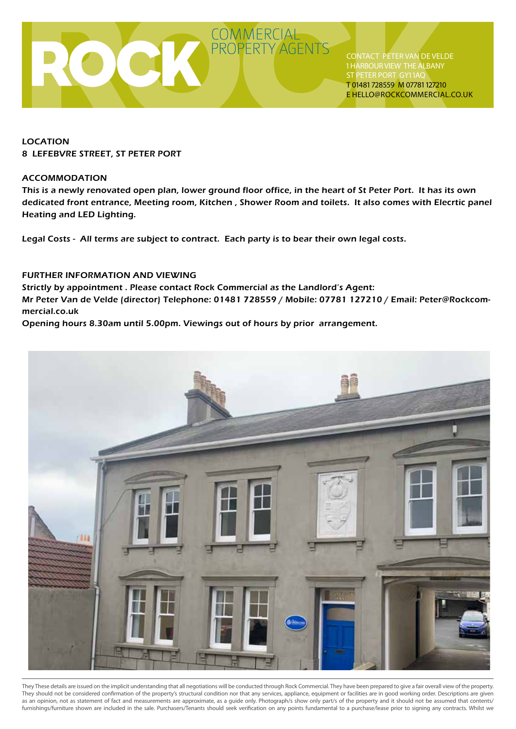ROCK COMMERCIAL PROPERTY AGENTS

CONTACT PETER VAN DE VELDE
1 HARBOUR VIEW THE ALBANY
ST PETER PORT GY1 1AQ
T 01481 728559 M 07781 127210
E HELLO@ROCKCOMMERCIAL.CO.UK

**LOCATION**
**8 LEFEBVRE STREET, ST PETER PORT**

**ACCOMMODATION**
**This is a newly renovated open plan, lower ground floor office, in the heart of St Peter Port. It has its own dedicated front entrance, Meeting room, Kitchen , Shower Room and toilets. It also comes with Elecrtic panel Heating and LED Lighting.**

**Legal Costs - All terms are subject to contract. Each party is to bear their own legal costs.**

**FURTHER INFORMATION AND VIEWING**
**Strictly by appointment . Please contact Rock Commercial as the Landlord's Agent:**
**Mr Peter Van de Velde (director) Telephone: 01481 728559 / Mobile: 07781 127210 / Email: Peter@Rockcommercial.co.uk**
**Opening hours 8.30am until 5.00pm. Viewings out of hours by prior arrangement.**

They These details are issued on the implicit understanding that all negotiations will be conducted through Rock Commercial. They have been prepared to give a fair overall view of the property. They should not be considered confirmation of the property's structural condition nor that any services, appliance, equipment or facilities are in good working order. Descriptions are given as an opinion, not as statement of fact and measurements are approximate, as a guide only. Photograph/s show only part/s of the property and it should not be assumed that contents/furnishings/furniture shown are included in the sale. Purchasers/Tenants should seek verification on any points fundamental to a purchase/lease prior to signing any contracts. Whilst we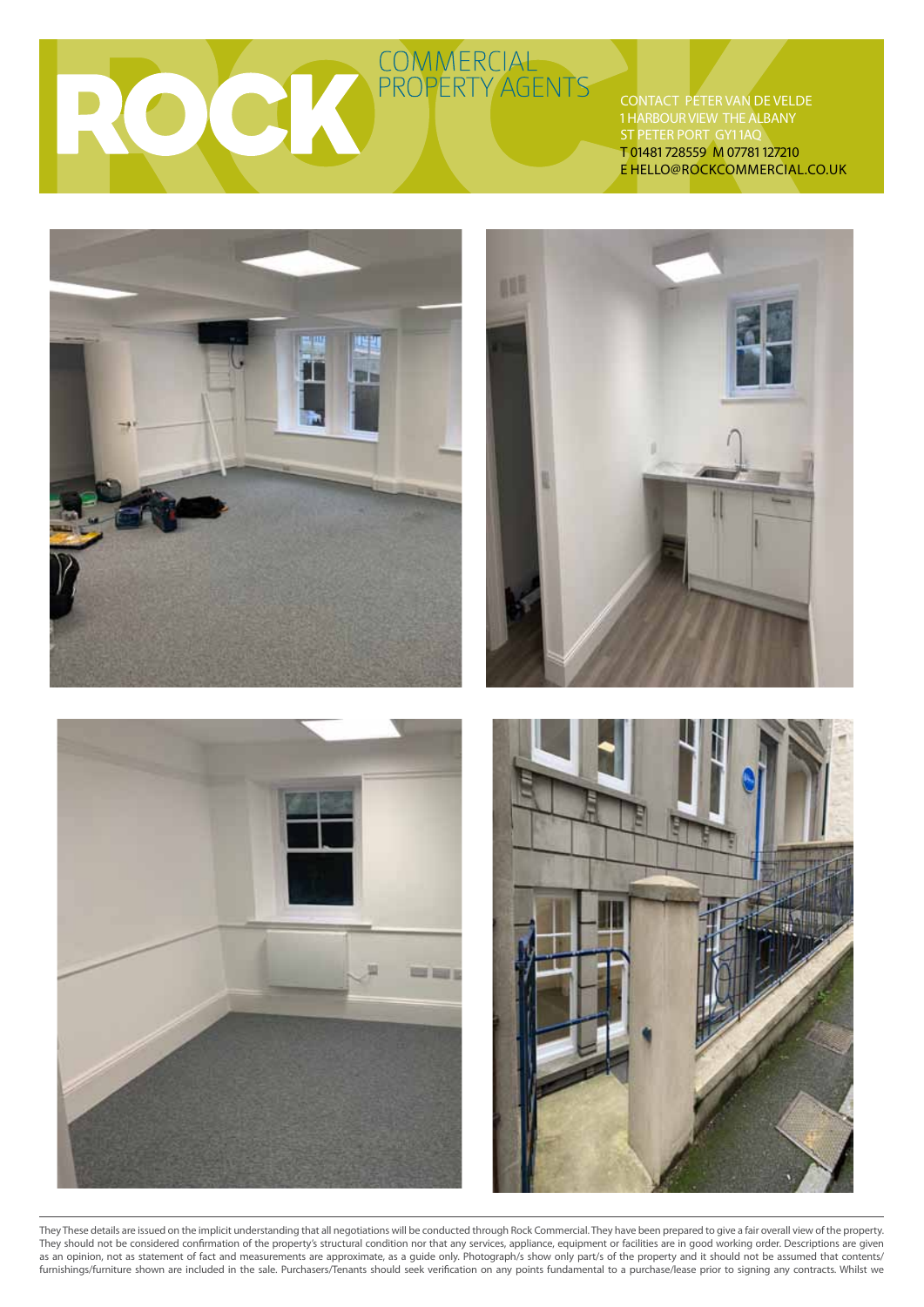ROCK COMMERCIAL PROPERTY AGENTS

CONTACT PETER VAN DE VELDE
1 HARBOUR VIEW THE ALBANY
ST PETER PORT GY1 1AQ
T 01481 728559 M 07781 127210
E HELLO@ROCKCOMMERCIAL.CO.UK

They These details are issued on the implicit understanding that all negotiations will be conducted through Rock Commercial. They have been prepared to give a fair overall view of the property. They should not be considered confirmation of the property's structural condition nor that any services, appliance, equipment or facilities are in good working order. Descriptions are given as an opinion, not as statement of fact and measurements are approximate, as a guide only. Photograph/s show only part/s of the property and it should not be assumed that contents/furnishings/furniture shown are included in the sale. Purchasers/Tenants should seek verification on any points fundamental to a purchase/lease prior to signing any contracts. Whilst we